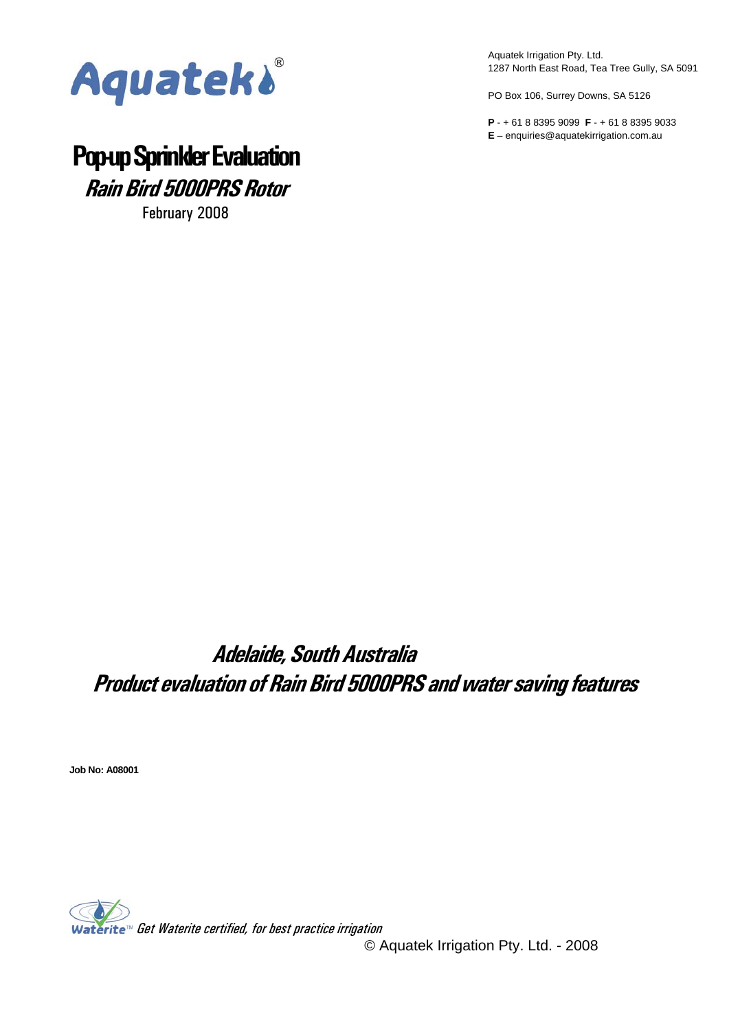Aquatek®

Aquatek Irrigation Pty. Ltd.
1287 North East Road, Tea Tree Gully, SA 5091

PO Box 106, Surrey Downs, SA 5126

**P** - + 61 8 8395 9099 **F** - + 61 8 8395 9033
**E** – enquiries@aquatekirrigation.com.au

# Pop-up Sprinkler Evaluation

## *Rain Bird 5000PRS Rotor*

February 2008

## *Adelaide, South Australia*
## *Product evaluation of Rain Bird 5000PRS and water saving features*

**Job No: A08001**

Waterite™ *Get Waterite certified, for best practice irrigation*

© Aquatek Irrigation Pty. Ltd. - 2008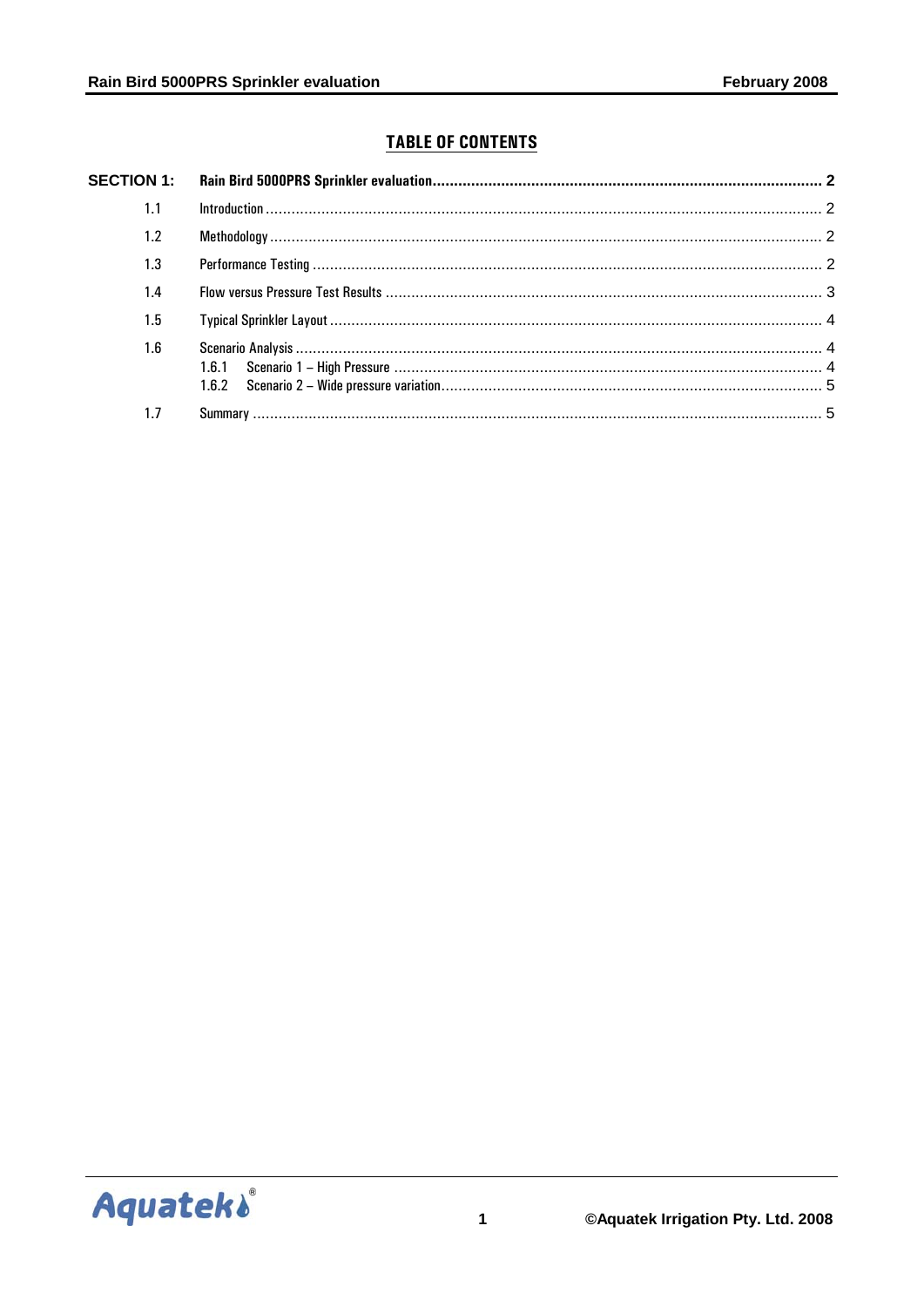## TABLE OF CONTENTS

| | | |
|---|---|---|
| **SECTION 1:** | **Rain Bird 5000PRS Sprinkler evaluation** | **2** |
| 1.1 | Introduction | 2 |
| 1.2 | Methodology | 2 |
| 1.3 | Performance Testing | 2 |
| 1.4 | Flow versus Pressure Test Results | 3 |
| 1.5 | Typical Sprinkler Layout | 4 |
| 1.6 | Scenario Analysis | 4 |
| | 1.6.1 Scenario 1 – High Pressure | 4 |
| | 1.6.2 Scenario 2 – Wide pressure variation | 5 |
| 1.7 | Summary | 5 |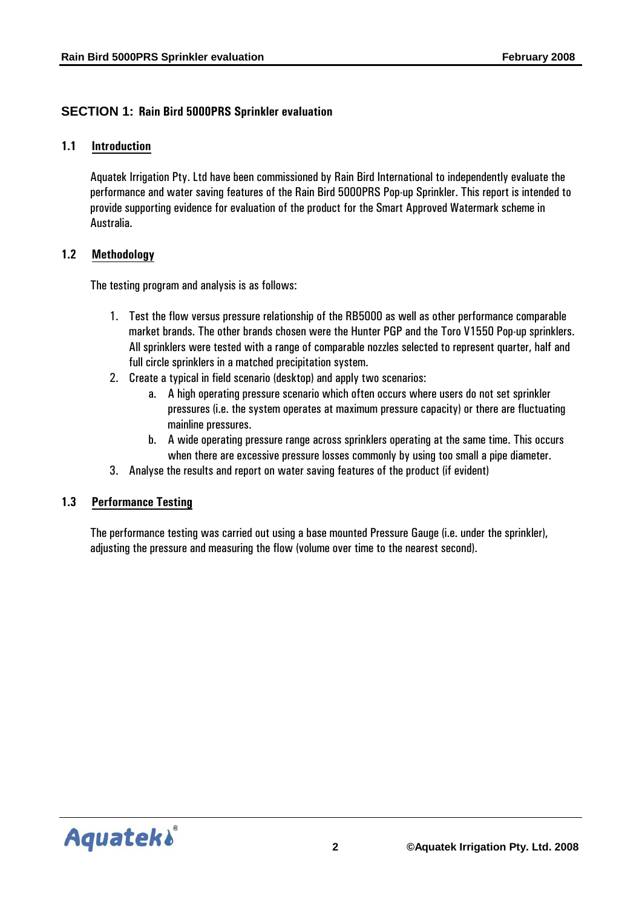## SECTION 1: Rain Bird 5000PRS Sprinkler evaluation

### 1.1 Introduction

Aquatek Irrigation Pty. Ltd have been commissioned by Rain Bird International to independently evaluate the performance and water saving features of the Rain Bird 5000PRS Pop-up Sprinkler. This report is intended to provide supporting evidence for evaluation of the product for the Smart Approved Watermark scheme in Australia.

### 1.2 Methodology

The testing program and analysis is as follows:

1. Test the flow versus pressure relationship of the RB5000 as well as other performance comparable market brands. The other brands chosen were the Hunter PGP and the Toro V1550 Pop-up sprinklers. All sprinklers were tested with a range of comparable nozzles selected to represent quarter, half and full circle sprinklers in a matched precipitation system.
2. Create a typical in field scenario (desktop) and apply two scenarios:
   a. A high operating pressure scenario which often occurs where users do not set sprinkler pressures (i.e. the system operates at maximum pressure capacity) or there are fluctuating mainline pressures.
   b. A wide operating pressure range across sprinklers operating at the same time. This occurs when there are excessive pressure losses commonly by using too small a pipe diameter.
3. Analyse the results and report on water saving features of the product (if evident)

### 1.3 Performance Testing

The performance testing was carried out using a base mounted Pressure Gauge (i.e. under the sprinkler), adjusting the pressure and measuring the flow (volume over time to the nearest second).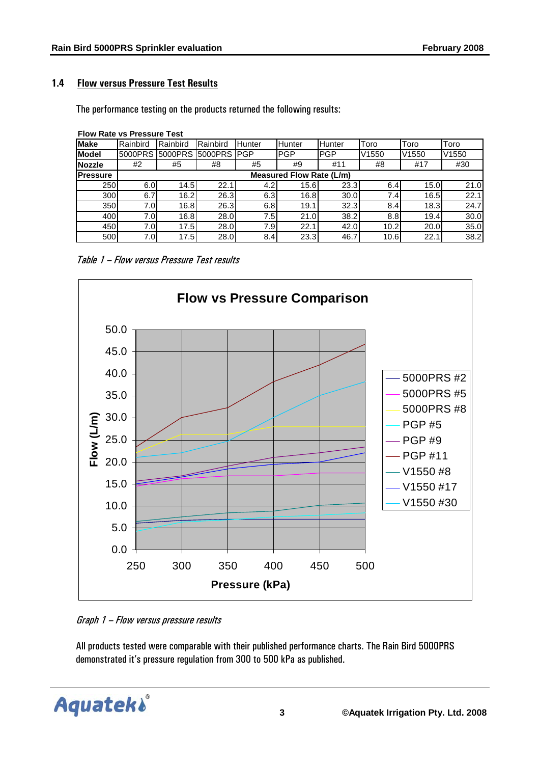## 1.4 Flow versus Pressure Test Results

The performance testing on the products returned the following results:

**Flow Rate vs Pressure Test**

| Make | Rainbird | Rainbird | Rainbird | Hunter | Hunter | Hunter | Toro | Toro | Toro |
|---|---|---|---|---|---|---|---|---|---|
| **Model** | 5000PRS | 5000PRS | 5000PRS | PGP | PGP | PGP | V1550 | V1550 | V1550 |
| **Nozzle** | #2 | #5 | #8 | #5 | #9 | #11 | #8 | #17 | #30 |
| **Pressure** | **Measured Flow Rate (L/m)** | | | | | | | | |
| 250 | 6.0 | 14.5 | 22.1 | 4.2 | 15.6 | 23.3 | 6.4 | 15.0 | 21.0 |
| 300 | 6.7 | 16.2 | 26.3 | 6.3 | 16.8 | 30.0 | 7.4 | 16.5 | 22.1 |
| 350 | 7.0 | 16.8 | 26.3 | 6.8 | 19.1 | 32.3 | 8.4 | 18.3 | 24.7 |
| 400 | 7.0 | 16.8 | 28.0 | 7.5 | 21.0 | 38.2 | 8.8 | 19.4 | 30.0 |
| 450 | 7.0 | 17.5 | 28.0 | 7.9 | 22.1 | 42.0 | 10.2 | 20.0 | 35.0 |
| 500 | 7.0 | 17.5 | 28.0 | 8.4 | 23.3 | 46.7 | 10.6 | 22.1 | 38.2 |

*Table 1 – Flow versus Pressure Test results*

*Graph 1 – Flow versus pressure results*

All products tested were comparable with their published performance charts. The Rain Bird 5000PRS demonstrated it's pressure regulation from 300 to 500 kPa as published.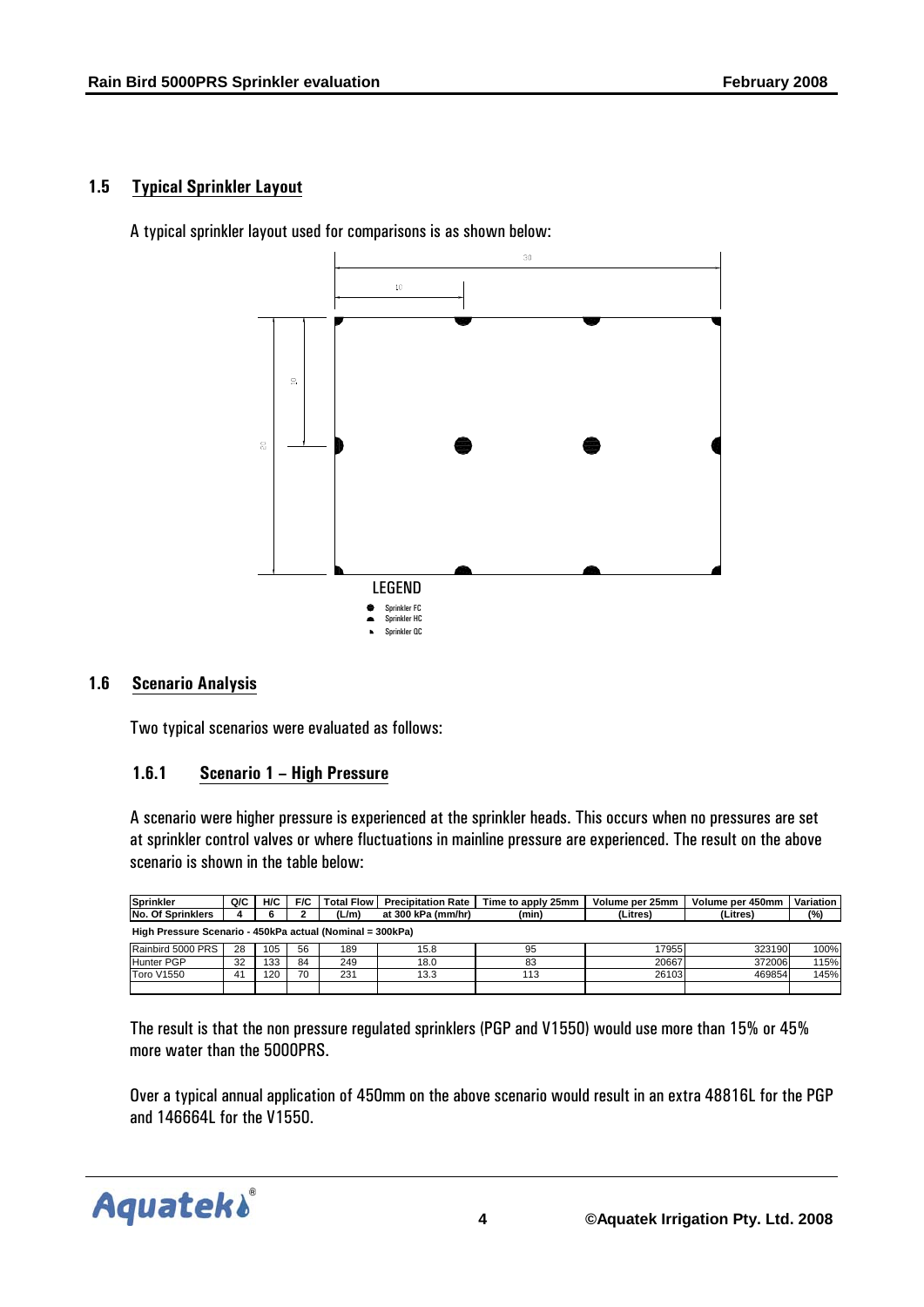### 1.5 Typical Sprinkler Layout

A typical sprinkler layout used for comparisons is as shown below:

LEGEND

- Sprinkler FC
- Sprinkler HC
- Sprinkler QC

### 1.6 Scenario Analysis

Two typical scenarios were evaluated as follows:

#### 1.6.1 Scenario 1 – High Pressure

A scenario were higher pressure is experienced at the sprinkler heads. This occurs when no pressures are set at sprinkler control valves or where fluctuations in mainline pressure are experienced. The result on the above scenario is shown in the table below:

| Sprinkler | Q/C | H/C | F/C | Total Flow | Precipitation Rate | Time to apply 25mm | Volume per 25mm | Volume per 450mm | Variation |
|---|---|---|---|---|---|---|---|---|---|
| No. Of Sprinklers | 4 | 6 | 2 | (L/m) | at 300 kPa (mm/hr) | (min) | (Litres) | (Litres) | (%) |
| High Pressure Scenario - 450kPa actual (Nominal = 300kPa) | | | | | | | | | |
| Rainbird 5000 PRS | 28 | 105 | 56 | 189 | 15.8 | 95 | 17955 | 323190 | 100% |
| Hunter PGP | 32 | 133 | 84 | 249 | 18.0 | 83 | 20667 | 372006 | 115% |
| Toro V1550 | 41 | 120 | 70 | 231 | 13.3 | 113 | 26103 | 469854 | 145% |

The result is that the non pressure regulated sprinklers (PGP and V1550) would use more than 15% or 45% more water than the 5000PRS.

Over a typical annual application of 450mm on the above scenario would result in an extra 48816L for the PGP and 146664L for the V1550.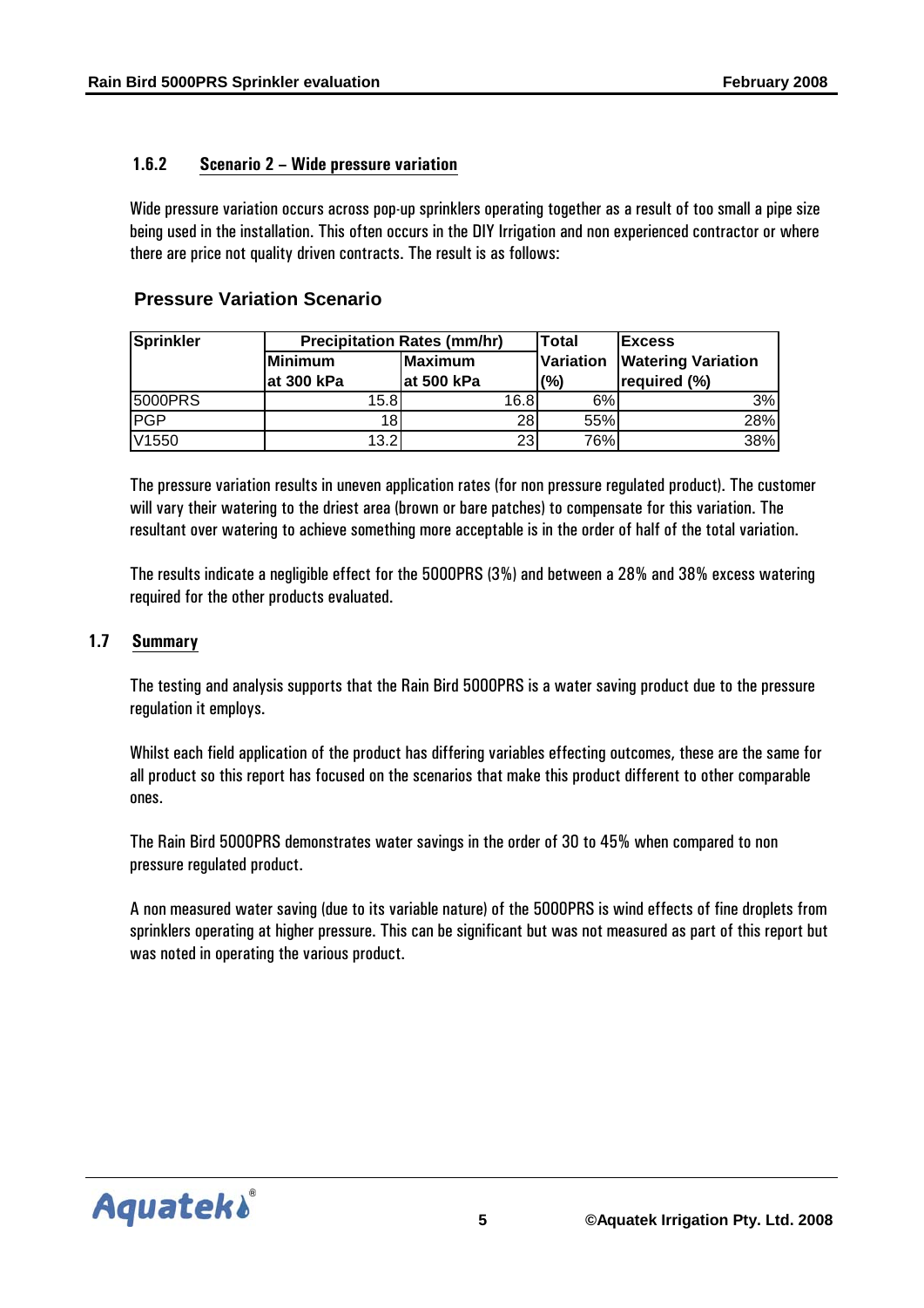### 1.6.2 Scenario 2 – Wide pressure variation

Wide pressure variation occurs across pop-up sprinklers operating together as a result of too small a pipe size being used in the installation. This often occurs in the DIY Irrigation and non experienced contractor or where there are price not quality driven contracts. The result is as follows:

**Pressure Variation Scenario**

| Sprinkler | Precipitation Rates (mm/hr) | | Total Variation (%) | Excess Watering Variation required (%) |
|---|---|---|---|---|
| | Minimum at 300 kPa | Maximum at 500 kPa | | |
| 5000PRS | 15.8 | 16.8 | 6% | 3% |
| PGP | 18 | 28 | 55% | 28% |
| V1550 | 13.2 | 23 | 76% | 38% |

The pressure variation results in uneven application rates (for non pressure regulated product). The customer will vary their watering to the driest area (brown or bare patches) to compensate for this variation. The resultant over watering to achieve something more acceptable is in the order of half of the total variation.

The results indicate a negligible effect for the 5000PRS (3%) and between a 28% and 38% excess watering required for the other products evaluated.

## 1.7 Summary

The testing and analysis supports that the Rain Bird 5000PRS is a water saving product due to the pressure regulation it employs.

Whilst each field application of the product has differing variables effecting outcomes, these are the same for all product so this report has focused on the scenarios that make this product different to other comparable ones.

The Rain Bird 5000PRS demonstrates water savings in the order of 30 to 45% when compared to non pressure regulated product.

A non measured water saving (due to its variable nature) of the 5000PRS is wind effects of fine droplets from sprinklers operating at higher pressure. This can be significant but was not measured as part of this report but was noted in operating the various product.